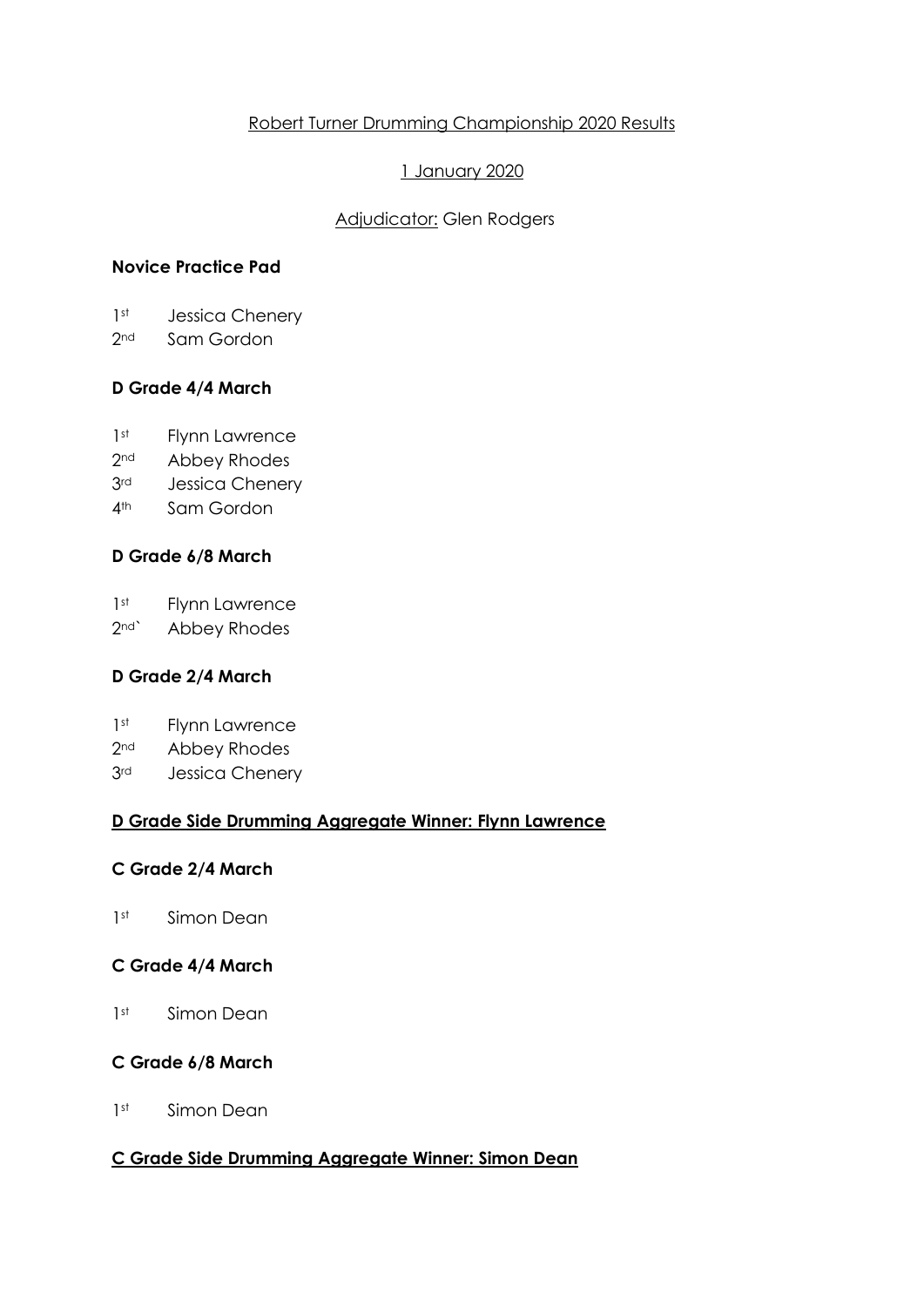Robert Turner Drumming Championship 2020 Results

1 January 2020

Adjudicator: Glen Rodgers

**Novice Practice Pad**

1st Jessica Chenery
2nd Sam Gordon

**D Grade 4/4 March**

1st Flynn Lawrence
2nd Abbey Rhodes
3rd Jessica Chenery
4th Sam Gordon

**D Grade 6/8 March**

1st Flynn Lawrence
2nd` Abbey Rhodes

**D Grade 2/4 March**

1st Flynn Lawrence
2nd Abbey Rhodes
3rd Jessica Chenery

**D Grade Side Drumming Aggregate Winner: Flynn Lawrence**

**C Grade 2/4 March**

1st Simon Dean

**C Grade 4/4 March**

1st Simon Dean

**C Grade 6/8 March**

1st Simon Dean

**C Grade Side Drumming Aggregate Winner: Simon Dean**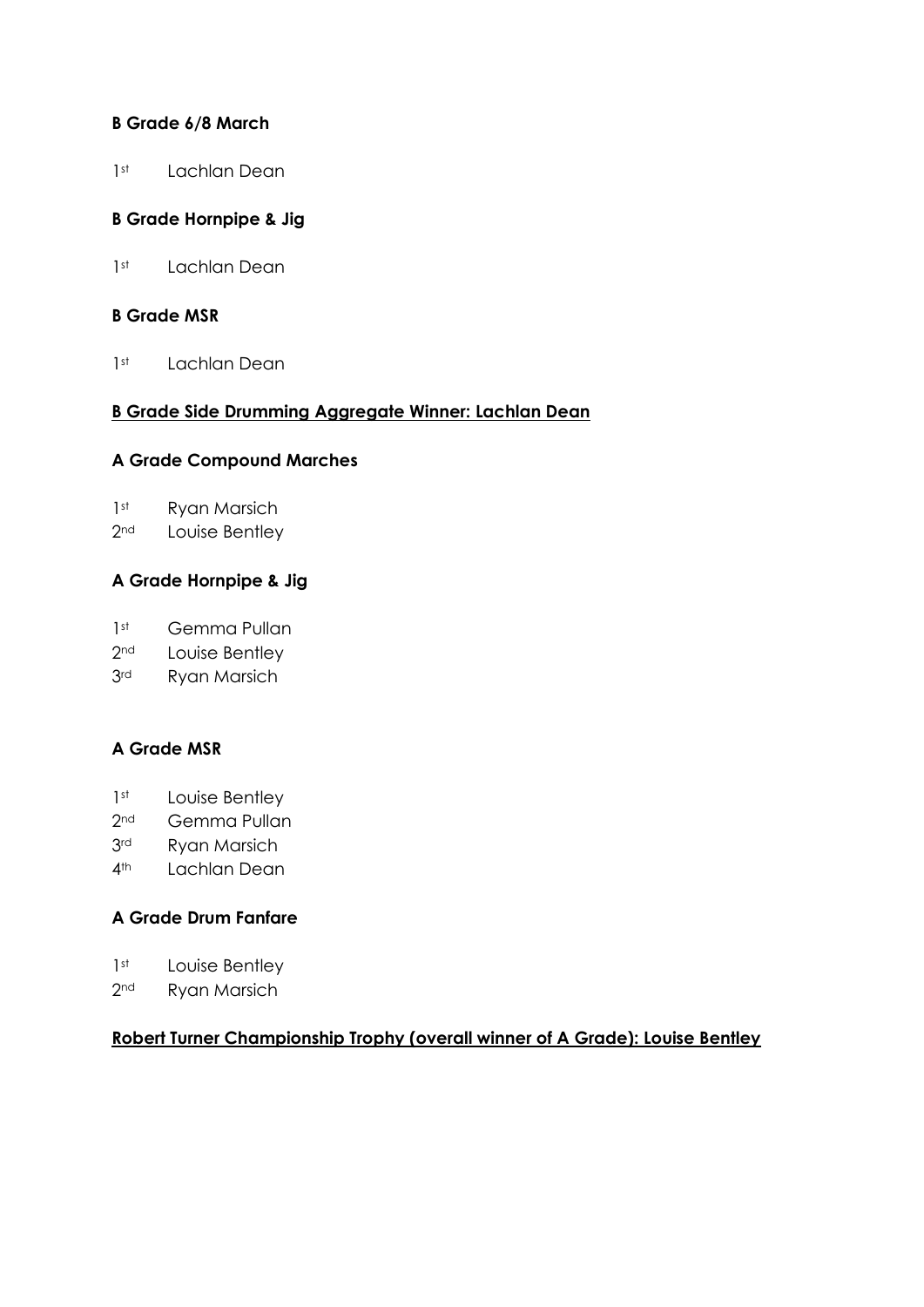**B Grade 6/8 March**

1st Lachlan Dean

**B Grade Hornpipe & Jig**

1st Lachlan Dean

**B Grade MSR**

1st Lachlan Dean

**<u>B Grade Side Drumming Aggregate Winner: Lachlan Dean</u>**

**A Grade Compound Marches**

1st Ryan Marsich
2nd Louise Bentley

**A Grade Hornpipe & Jig**

1st Gemma Pullan
2nd Louise Bentley
3rd Ryan Marsich

**A Grade MSR**

1st Louise Bentley
2nd Gemma Pullan
3rd Ryan Marsich
4th Lachlan Dean

**A Grade Drum Fanfare**

1st Louise Bentley
2nd Ryan Marsich

**<u>Robert Turner Championship Trophy (overall winner of A Grade): Louise Bentley</u>**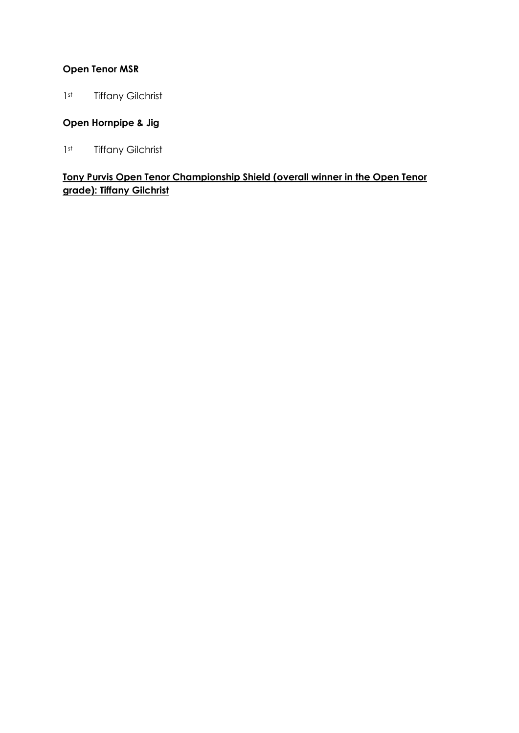**Open Tenor MSR**

1st Tiffany Gilchrist

**Open Hornpipe & Jig**

1st Tiffany Gilchrist

**<u>Tony Purvis Open Tenor Championship Shield (overall winner in the Open Tenor grade): Tiffany Gilchrist</u>**